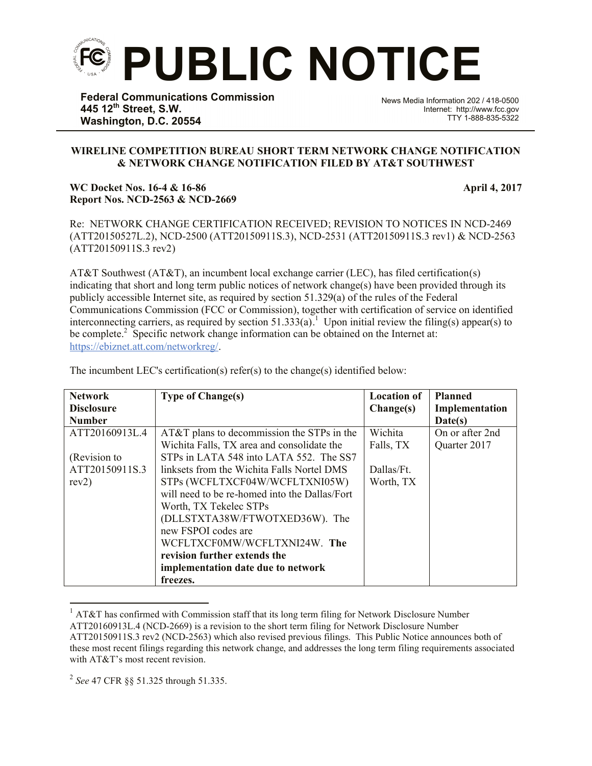# PUBLIC NOTICE

**Federal Communications Commission**
**445 12th Street, S.W.**
**Washington, D.C. 20554**

News Media Information 202 / 418-0500
Internet: http://www.fcc.gov
TTY 1-888-835-5322

**WIRELINE COMPETITION BUREAU SHORT TERM NETWORK CHANGE NOTIFICATION & NETWORK CHANGE NOTIFICATION FILED BY AT&T SOUTHWEST**

**WC Docket Nos. 16-4 & 16-86** **April 4, 2017**
**Report Nos. NCD-2563 & NCD-2669**

Re: NETWORK CHANGE CERTIFICATION RECEIVED; REVISION TO NOTICES IN NCD-2469 (ATT20150527L.2), NCD-2500 (ATT20150911S.3), NCD-2531 (ATT20150911S.3 rev1) & NCD-2563 (ATT20150911S.3 rev2)

AT&T Southwest (AT&T), an incumbent local exchange carrier (LEC), has filed certification(s) indicating that short and long term public notices of network change(s) have been provided through its publicly accessible Internet site, as required by section 51.329(a) of the rules of the Federal Communications Commission (FCC or Commission), together with certification of service on identified interconnecting carriers, as required by section 51.333(a).[1] Upon initial review the filing(s) appear(s) to be complete.[2] Specific network change information can be obtained on the Internet at: https://ebiznet.att.com/networkreg/.

The incumbent LEC's certification(s) refer(s) to the change(s) identified below:

| Network Disclosure Number | Type of Change(s) | Location of Change(s) | Planned Implementation Date(s) |
|---|---|---|---|
| ATT20160913L.4<br><br>(Revision to ATT20150911S.3 rev2) | AT&T plans to decommission the STPs in the Wichita Falls, TX area and consolidate the STPs in LATA 548 into LATA 552. The SS7 linksets from the Wichita Falls Nortel DMS STPs (WCFLTXCF04W/WCFLTXNI05W) will need to be re-homed into the Dallas/Fort Worth, TX Tekelec STPs (DLLSTXTA38W/FTWOTXED36W). The new FSPOI codes are WCFLTXCF0MW/WCFLTXNI24W. **The revision further extends the implementation date due to network freezes.** | Wichita Falls, TX<br><br>Dallas/Ft. Worth, TX | On or after 2nd Quarter 2017 |

[1] AT&T has confirmed with Commission staff that its long term filing for Network Disclosure Number ATT20160913L.4 (NCD-2669) is a revision to the short term filing for Network Disclosure Number ATT20150911S.3 rev2 (NCD-2563) which also revised previous filings. This Public Notice announces both of these most recent filings regarding this network change, and addresses the long term filing requirements associated with AT&T's most recent revision.

[2] *See* 47 CFR §§ 51.325 through 51.335.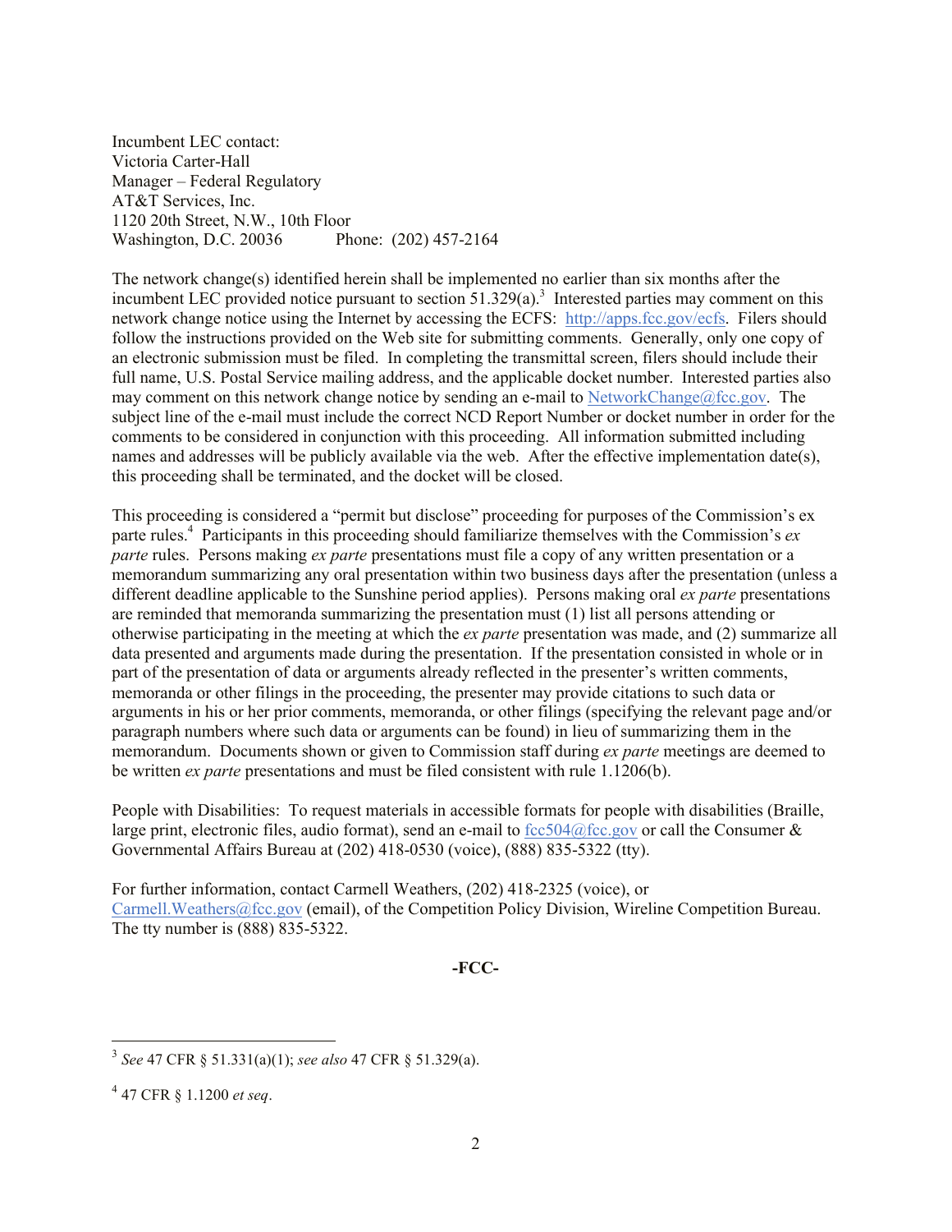Incumbent LEC contact:
Victoria Carter-Hall
Manager – Federal Regulatory
AT&T Services, Inc.
1120 20th Street, N.W., 10th Floor
Washington, D.C. 20036 Phone: (202) 457-2164

The network change(s) identified herein shall be implemented no earlier than six months after the incumbent LEC provided notice pursuant to section 51.329(a).[3] Interested parties may comment on this network change notice using the Internet by accessing the ECFS: http://apps.fcc.gov/ecfs. Filers should follow the instructions provided on the Web site for submitting comments. Generally, only one copy of an electronic submission must be filed. In completing the transmittal screen, filers should include their full name, U.S. Postal Service mailing address, and the applicable docket number. Interested parties also may comment on this network change notice by sending an e-mail to NetworkChange@fcc.gov. The subject line of the e-mail must include the correct NCD Report Number or docket number in order for the comments to be considered in conjunction with this proceeding. All information submitted including names and addresses will be publicly available via the web. After the effective implementation date(s), this proceeding shall be terminated, and the docket will be closed.

This proceeding is considered a "permit but disclose" proceeding for purposes of the Commission's ex parte rules.[4] Participants in this proceeding should familiarize themselves with the Commission's *ex parte* rules. Persons making *ex parte* presentations must file a copy of any written presentation or a memorandum summarizing any oral presentation within two business days after the presentation (unless a different deadline applicable to the Sunshine period applies). Persons making oral *ex parte* presentations are reminded that memoranda summarizing the presentation must (1) list all persons attending or otherwise participating in the meeting at which the *ex parte* presentation was made, and (2) summarize all data presented and arguments made during the presentation. If the presentation consisted in whole or in part of the presentation of data or arguments already reflected in the presenter's written comments, memoranda or other filings in the proceeding, the presenter may provide citations to such data or arguments in his or her prior comments, memoranda, or other filings (specifying the relevant page and/or paragraph numbers where such data or arguments can be found) in lieu of summarizing them in the memorandum. Documents shown or given to Commission staff during *ex parte* meetings are deemed to be written *ex parte* presentations and must be filed consistent with rule 1.1206(b).

People with Disabilities: To request materials in accessible formats for people with disabilities (Braille, large print, electronic files, audio format), send an e-mail to fcc504@fcc.gov or call the Consumer & Governmental Affairs Bureau at (202) 418-0530 (voice), (888) 835-5322 (tty).

For further information, contact Carmell Weathers, (202) 418-2325 (voice), or Carmell.Weathers@fcc.gov (email), of the Competition Policy Division, Wireline Competition Bureau. The tty number is (888) 835-5322.

**-FCC-**

---

[3] *See* 47 CFR § 51.331(a)(1); *see also* 47 CFR § 51.329(a).

[4] 47 CFR § 1.1200 *et seq*.